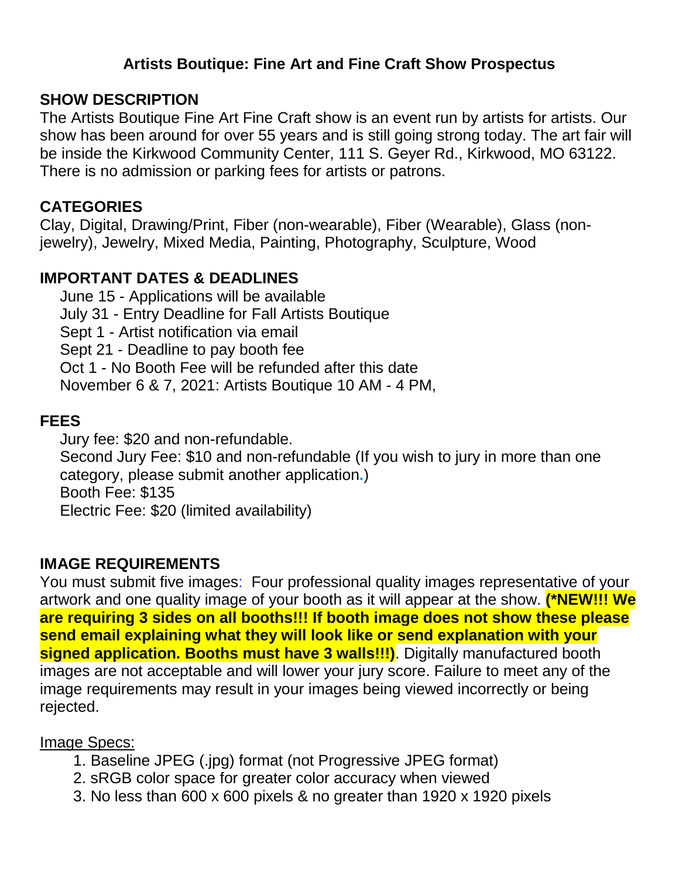# Artists Boutique: Fine Art and Fine Craft Show Prospectus

## SHOW DESCRIPTION

The Artists Boutique Fine Art Fine Craft show is an event run by artists for artists. Our show has been around for over 55 years and is still going strong today. The art fair will be inside the Kirkwood Community Center, 111 S. Geyer Rd., Kirkwood, MO 63122. There is no admission or parking fees for artists or patrons.

## CATEGORIES

Clay, Digital, Drawing/Print, Fiber (non-wearable), Fiber (Wearable), Glass (non-jewelry), Jewelry, Mixed Media, Painting, Photography, Sculpture, Wood

## IMPORTANT DATES & DEADLINES

June 15 - Applications will be available
July 31 - Entry Deadline for Fall Artists Boutique
Sept 1 - Artist notification via email
Sept 21 - Deadline to pay booth fee
Oct 1 - No Booth Fee will be refunded after this date
November 6 & 7, 2021: Artists Boutique 10 AM - 4 PM,

## FEES

Jury fee: $20 and non-refundable.
Second Jury Fee: $10 and non-refundable (If you wish to jury in more than one category, please submit another application.)
Booth Fee: $135
Electric Fee: $20 (limited availability)

## IMAGE REQUIREMENTS

You must submit five images: Four professional quality images representative of your artwork and one quality image of your booth as it will appear at the show. **(*NEW!!! We are requiring 3 sides on all booths!!! If booth image does not show these please send email explaining what they will look like or send explanation with your signed application. Booths must have 3 walls!!!)**. Digitally manufactured booth images are not acceptable and will lower your jury score. Failure to meet any of the image requirements may result in your images being viewed incorrectly or being rejected.

Image Specs:

1. Baseline JPEG (.jpg) format (not Progressive JPEG format)
2. sRGB color space for greater color accuracy when viewed
3. No less than 600 x 600 pixels & no greater than 1920 x 1920 pixels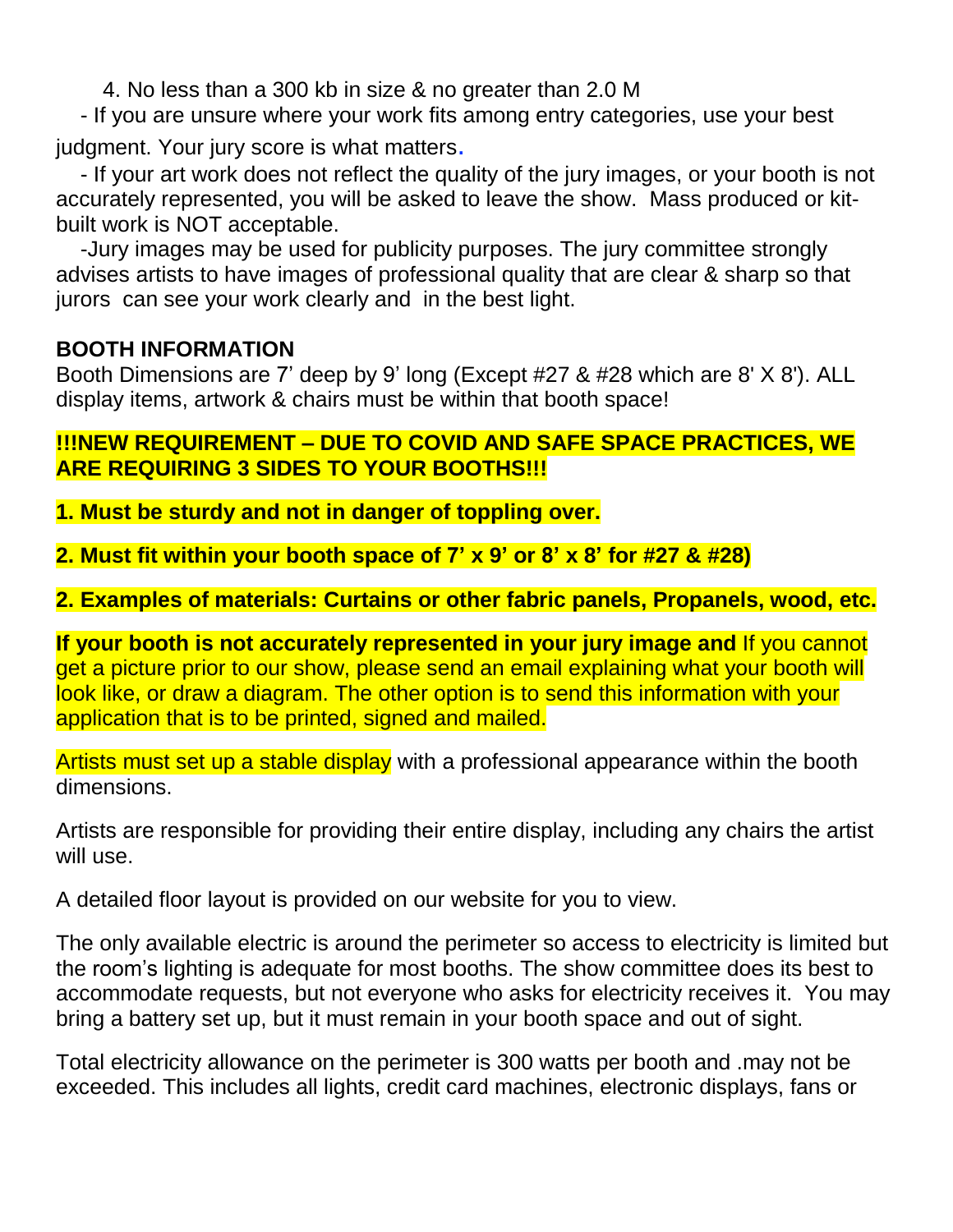4. No less than a 300 kb in size & no greater than 2.0 M

- If you are unsure where your work fits among entry categories, use your best judgment. Your jury score is what matters.

- If your art work does not reflect the quality of the jury images, or your booth is not accurately represented, you will be asked to leave the show. Mass produced or kit-built work is NOT acceptable.

-Jury images may be used for publicity purposes. The jury committee strongly advises artists to have images of professional quality that are clear & sharp so that jurors can see your work clearly and in the best light.

**BOOTH INFORMATION**

Booth Dimensions are 7' deep by 9' long (Except #27 & #28 which are 8' X 8'). ALL display items, artwork & chairs must be within that booth space!

**!!!NEW REQUIREMENT – DUE TO COVID AND SAFE SPACE PRACTICES, WE ARE REQUIRING 3 SIDES TO YOUR BOOTHS!!!**

**1. Must be sturdy and not in danger of toppling over.**

**2. Must fit within your booth space of 7' x 9' or 8' x 8' for #27 & #28)**

**2. Examples of materials: Curtains or other fabric panels, Propanels, wood, etc.**

**If your booth is not accurately represented in your jury image and** If you cannot get a picture prior to our show, please send an email explaining what your booth will look like, or draw a diagram. The other option is to send this information with your application that is to be printed, signed and mailed.

Artists must set up a stable display with a professional appearance within the booth dimensions.

Artists are responsible for providing their entire display, including any chairs the artist will use.

A detailed floor layout is provided on our website for you to view.

The only available electric is around the perimeter so access to electricity is limited but the room's lighting is adequate for most booths. The show committee does its best to accommodate requests, but not everyone who asks for electricity receives it. You may bring a battery set up, but it must remain in your booth space and out of sight.

Total electricity allowance on the perimeter is 300 watts per booth and .may not be exceeded. This includes all lights, credit card machines, electronic displays, fans or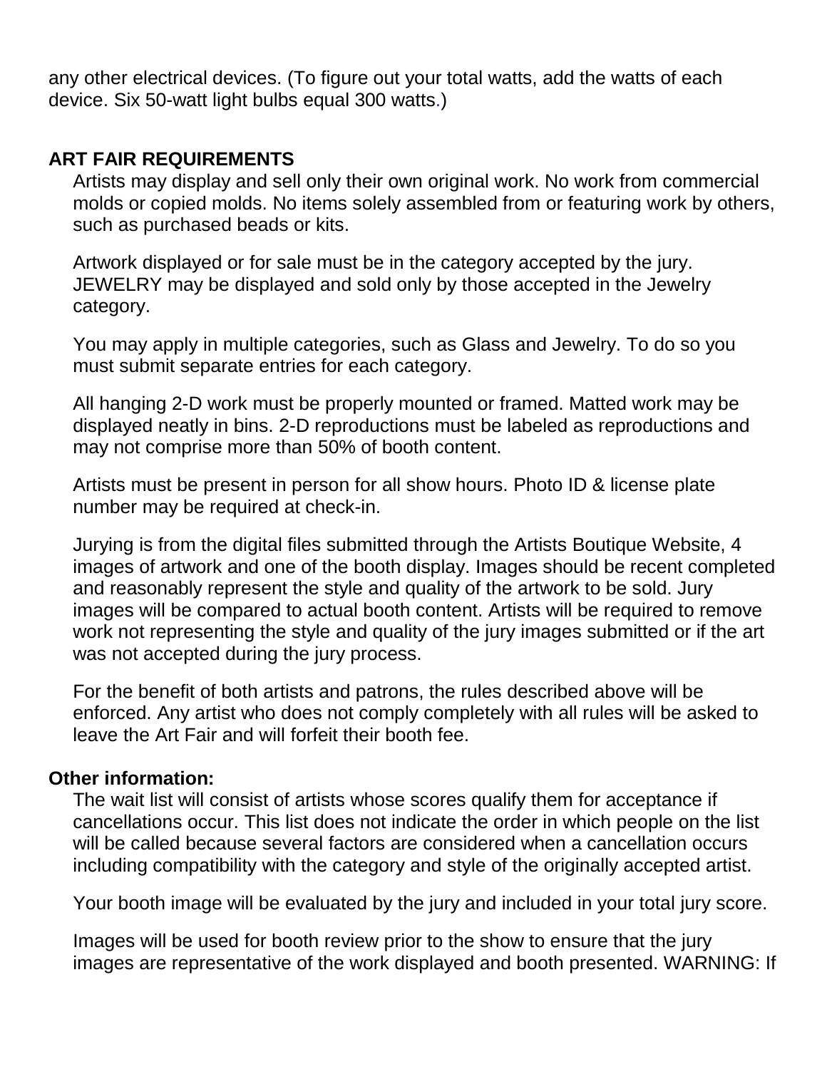any other electrical devices. (To figure out your total watts, add the watts of each device. Six 50-watt light bulbs equal 300 watts.)

## ART FAIR REQUIREMENTS

Artists may display and sell only their own original work. No work from commercial molds or copied molds. No items solely assembled from or featuring work by others, such as purchased beads or kits.

Artwork displayed or for sale must be in the category accepted by the jury. JEWELRY may be displayed and sold only by those accepted in the Jewelry category.

You may apply in multiple categories, such as Glass and Jewelry. To do so you must submit separate entries for each category.

All hanging 2-D work must be properly mounted or framed. Matted work may be displayed neatly in bins. 2-D reproductions must be labeled as reproductions and may not comprise more than 50% of booth content.

Artists must be present in person for all show hours. Photo ID & license plate number may be required at check-in.

Jurying is from the digital files submitted through the Artists Boutique Website, 4 images of artwork and one of the booth display. Images should be recent completed and reasonably represent the style and quality of the artwork to be sold. Jury images will be compared to actual booth content. Artists will be required to remove work not representing the style and quality of the jury images submitted or if the art was not accepted during the jury process.

For the benefit of both artists and patrons, the rules described above will be enforced. Any artist who does not comply completely with all rules will be asked to leave the Art Fair and will forfeit their booth fee.

**Other information:**

The wait list will consist of artists whose scores qualify them for acceptance if cancellations occur. This list does not indicate the order in which people on the list will be called because several factors are considered when a cancellation occurs including compatibility with the category and style of the originally accepted artist.

Your booth image will be evaluated by the jury and included in your total jury score.

Images will be used for booth review prior to the show to ensure that the jury images are representative of the work displayed and booth presented. WARNING: If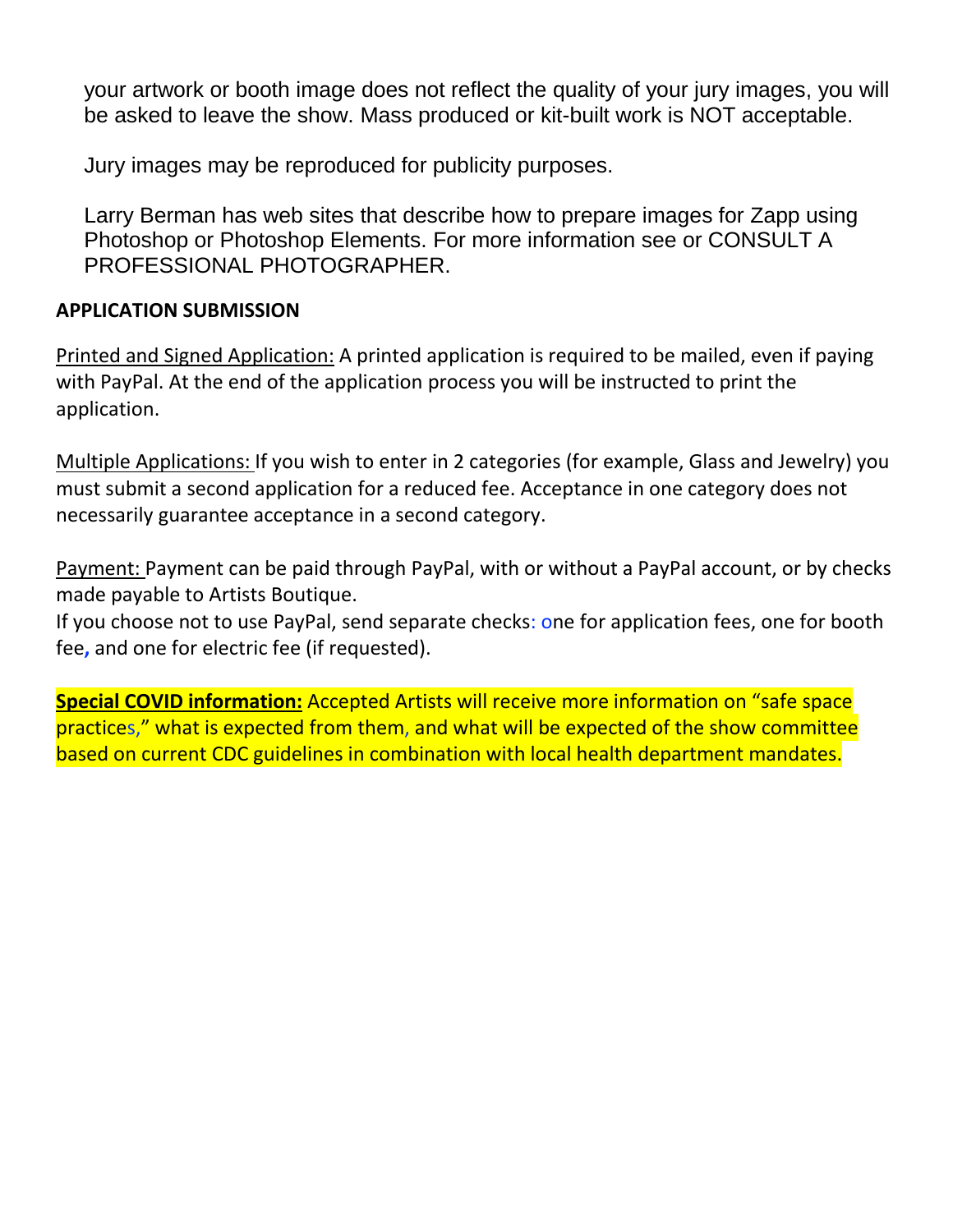your artwork or booth image does not reflect the quality of your jury images, you will be asked to leave the show. Mass produced or kit-built work is NOT acceptable.

Jury images may be reproduced for publicity purposes.

Larry Berman has web sites that describe how to prepare images for Zapp using Photoshop or Photoshop Elements. For more information see or CONSULT A PROFESSIONAL PHOTOGRAPHER.

**APPLICATION SUBMISSION**

Printed and Signed Application: A printed application is required to be mailed, even if paying with PayPal. At the end of the application process you will be instructed to print the application.

Multiple Applications: If you wish to enter in 2 categories (for example, Glass and Jewelry) you must submit a second application for a reduced fee. Acceptance in one category does not necessarily guarantee acceptance in a second category.

Payment: Payment can be paid through PayPal, with or without a PayPal account, or by checks made payable to Artists Boutique.
If you choose not to use PayPal, send separate checks: one for application fees, one for booth fee, and one for electric fee (if requested).

**Special COVID information:** Accepted Artists will receive more information on "safe space practices," what is expected from them, and what will be expected of the show committee based on current CDC guidelines in combination with local health department mandates.